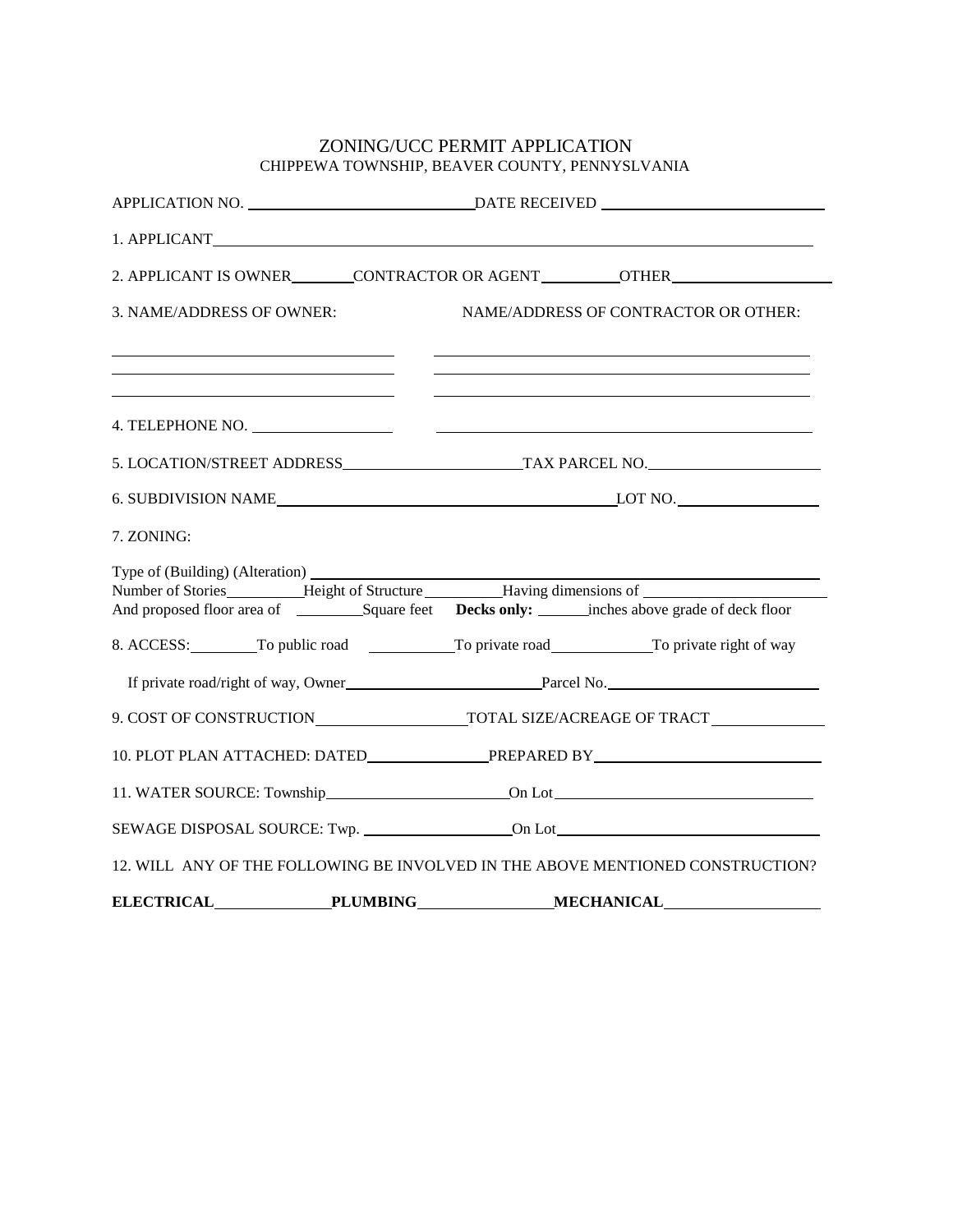# ZONING/UCC PERMIT APPLICATION

CHIPPEWA TOWNSHIP, BEAVER COUNTY, PENNYSLVANIA

APPLICATION NO. ______________________ DATE RECEIVED ______________________

1. APPLICANT ______________________________________________

2. APPLICANT IS OWNER ________ CONTRACTOR OR AGENT __________ OTHER ______________

3. NAME/ADDRESS OF OWNER: ______________________ NAME/ADDRESS OF CONTRACTOR OR OTHER: ______________________

4. TELEPHONE NO. ______________ ______________

5. LOCATION/STREET ADDRESS ______________ TAX PARCEL NO. ______________

6. SUBDIVISION NAME ______________________ LOT NO. ______________

7. ZONING:

Type of (Building) (Alteration) ______________________________________________

Number of Stories ________ Height of Structure ________ Having dimensions of ______________

And proposed floor area of ________ Square feet **Decks only:** ______ inches above grade of deck floor

8. ACCESS: ________ To public road ________ To private road ________ To private right of way

If private road/right of way, Owner ______________ Parcel No. ______________

9. COST OF CONSTRUCTION ______________ TOTAL SIZE/ACREAGE OF TRACT ______________

10. PLOT PLAN ATTACHED: DATED ______________ PREPARED BY ______________

11. WATER SOURCE: Township ______________ On Lot ______________

SEWAGE DISPOSAL SOURCE: Twp. ______________ On Lot ______________

12. WILL ANY OF THE FOLLOWING BE INVOLVED IN THE ABOVE MENTIONED CONSTRUCTION?

**ELECTRICAL** ______________ **PLUMBING** ______________ **MECHANICAL** ______________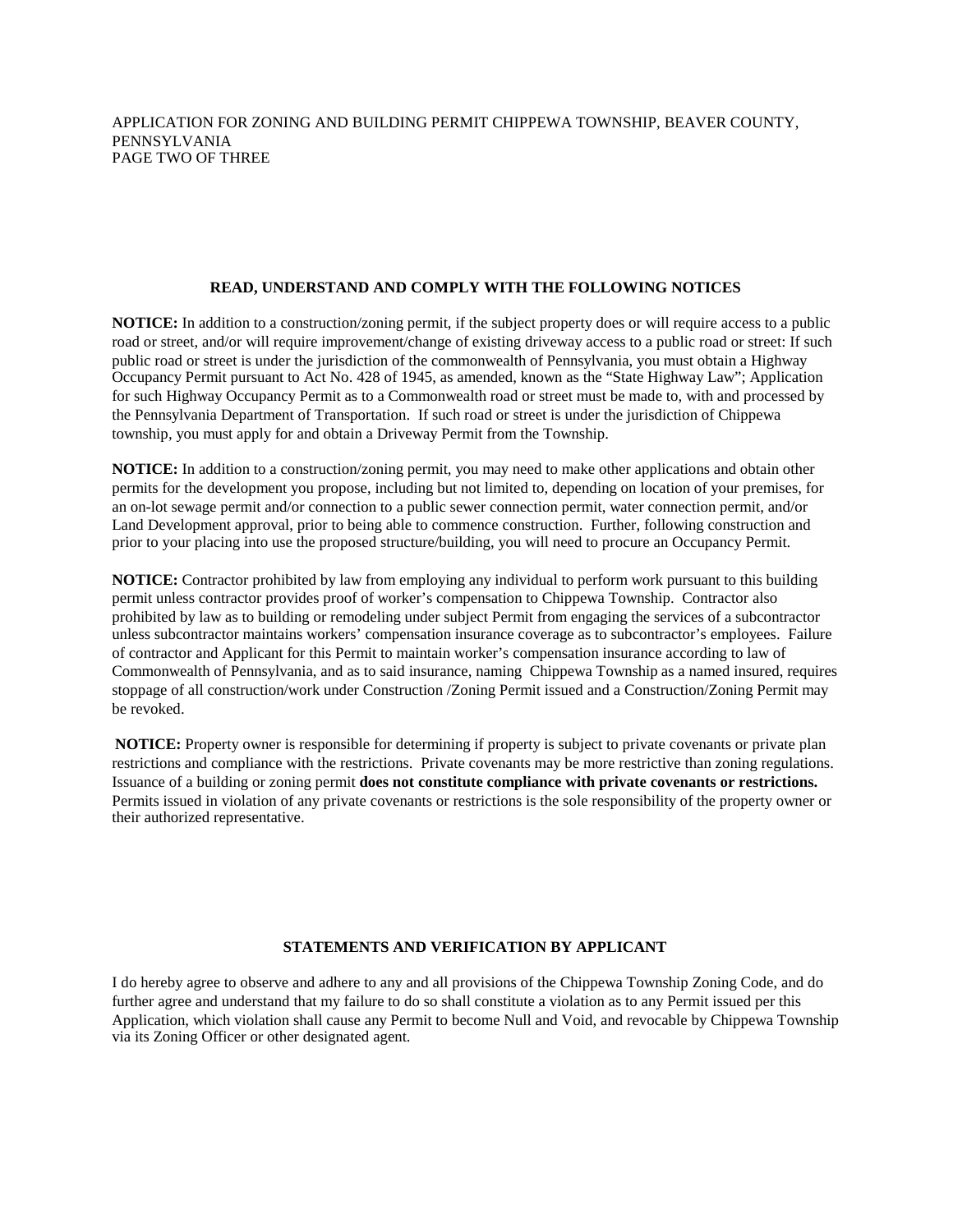APPLICATION FOR ZONING AND BUILDING PERMIT CHIPPEWA TOWNSHIP, BEAVER COUNTY, PENNSYLVANIA
PAGE TWO OF THREE

## READ, UNDERSTAND AND COMPLY WITH THE FOLLOWING NOTICES

**NOTICE:** In addition to a construction/zoning permit, if the subject property does or will require access to a public road or street, and/or will require improvement/change of existing driveway access to a public road or street: If such public road or street is under the jurisdiction of the commonwealth of Pennsylvania, you must obtain a Highway Occupancy Permit pursuant to Act No. 428 of 1945, as amended, known as the "State Highway Law"; Application for such Highway Occupancy Permit as to a Commonwealth road or street must be made to, with and processed by the Pennsylvania Department of Transportation. If such road or street is under the jurisdiction of Chippewa township, you must apply for and obtain a Driveway Permit from the Township.

**NOTICE:** In addition to a construction/zoning permit, you may need to make other applications and obtain other permits for the development you propose, including but not limited to, depending on location of your premises, for an on-lot sewage permit and/or connection to a public sewer connection permit, water connection permit, and/or Land Development approval, prior to being able to commence construction. Further, following construction and prior to your placing into use the proposed structure/building, you will need to procure an Occupancy Permit.

**NOTICE:** Contractor prohibited by law from employing any individual to perform work pursuant to this building permit unless contractor provides proof of worker's compensation to Chippewa Township. Contractor also prohibited by law as to building or remodeling under subject Permit from engaging the services of a subcontractor unless subcontractor maintains workers' compensation insurance coverage as to subcontractor's employees. Failure of contractor and Applicant for this Permit to maintain worker's compensation insurance according to law of Commonwealth of Pennsylvania, and as to said insurance, naming Chippewa Township as a named insured, requires stoppage of all construction/work under Construction /Zoning Permit issued and a Construction/Zoning Permit may be revoked.

**NOTICE:** Property owner is responsible for determining if property is subject to private covenants or private plan restrictions and compliance with the restrictions. Private covenants may be more restrictive than zoning regulations. Issuance of a building or zoning permit **does not constitute compliance with private covenants or restrictions.** Permits issued in violation of any private covenants or restrictions is the sole responsibility of the property owner or their authorized representative.

## STATEMENTS AND VERIFICATION BY APPLICANT

I do hereby agree to observe and adhere to any and all provisions of the Chippewa Township Zoning Code, and do further agree and understand that my failure to do so shall constitute a violation as to any Permit issued per this Application, which violation shall cause any Permit to become Null and Void, and revocable by Chippewa Township via its Zoning Officer or other designated agent.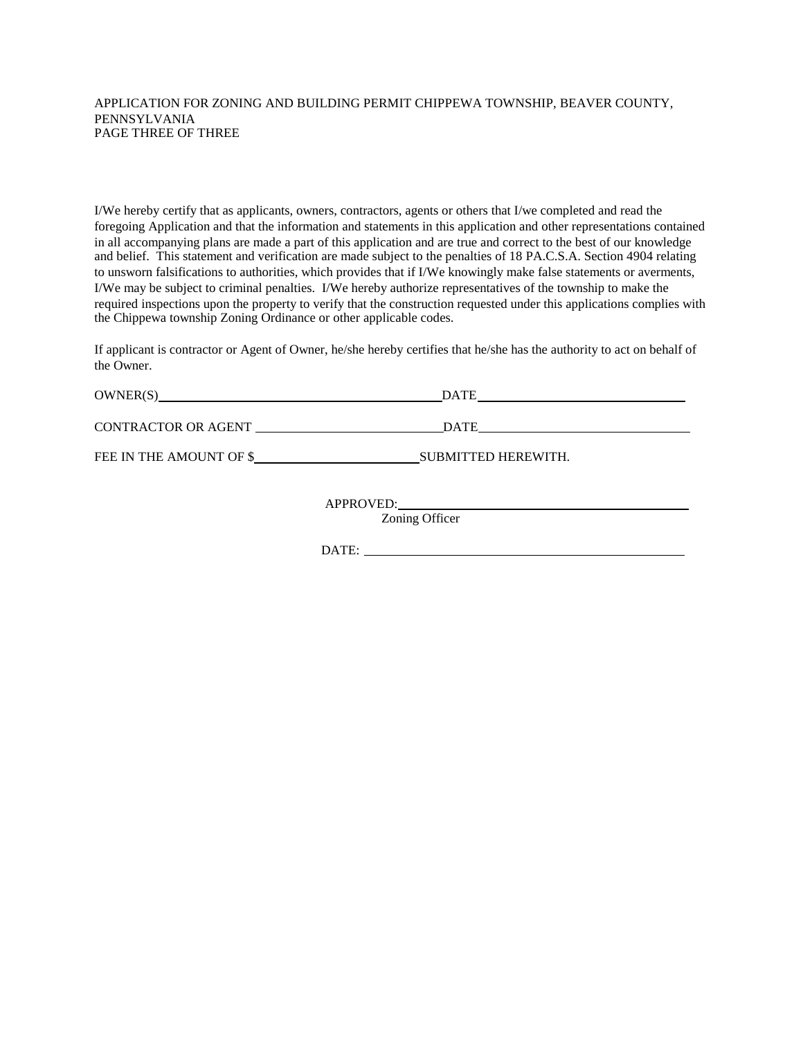APPLICATION FOR ZONING AND BUILDING PERMIT CHIPPEWA TOWNSHIP, BEAVER COUNTY, PENNSYLVANIA
PAGE THREE OF THREE

I/We hereby certify that as applicants, owners, contractors, agents or others that I/we completed and read the foregoing Application and that the information and statements in this application and other representations contained in all accompanying plans are made a part of this application and are true and correct to the best of our knowledge and belief. This statement and verification are made subject to the penalties of 18 PA.C.S.A. Section 4904 relating to unsworn falsifications to authorities, which provides that if I/We knowingly make false statements or averments, I/We may be subject to criminal penalties. I/We hereby authorize representatives of the township to make the required inspections upon the property to verify that the construction requested under this applications complies with the Chippewa township Zoning Ordinance or other applicable codes.

If applicant is contractor or Agent of Owner, he/she hereby certifies that he/she has the authority to act on behalf of the Owner.

OWNER(S)\_\_\_\_\_\_\_\_\_\_\_\_\_\_\_\_\_\_\_\_\_\_\_\_\_\_\_\_\_\_\_\_ DATE\_\_\_\_\_\_\_\_\_\_\_\_\_\_\_\_\_\_\_\_\_\_\_\_

CONTRACTOR OR AGENT \_\_\_\_\_\_\_\_\_\_\_\_\_\_\_\_\_\_\_\_\_\_ DATE\_\_\_\_\_\_\_\_\_\_\_\_\_\_\_\_\_\_\_\_\_\_\_\_

FEE IN THE AMOUNT OF $\_\_\_\_\_\_\_\_\_\_\_\_\_\_\_\_\_\_ SUBMITTED HEREWITH.

APPROVED:\_\_\_\_\_\_\_\_\_\_\_\_\_\_\_\_\_\_\_\_\_\_\_\_\_\_\_\_\_\_\_\_
Zoning Officer

DATE: \_\_\_\_\_\_\_\_\_\_\_\_\_\_\_\_\_\_\_\_\_\_\_\_\_\_\_\_\_\_\_\_\_\_\_\_